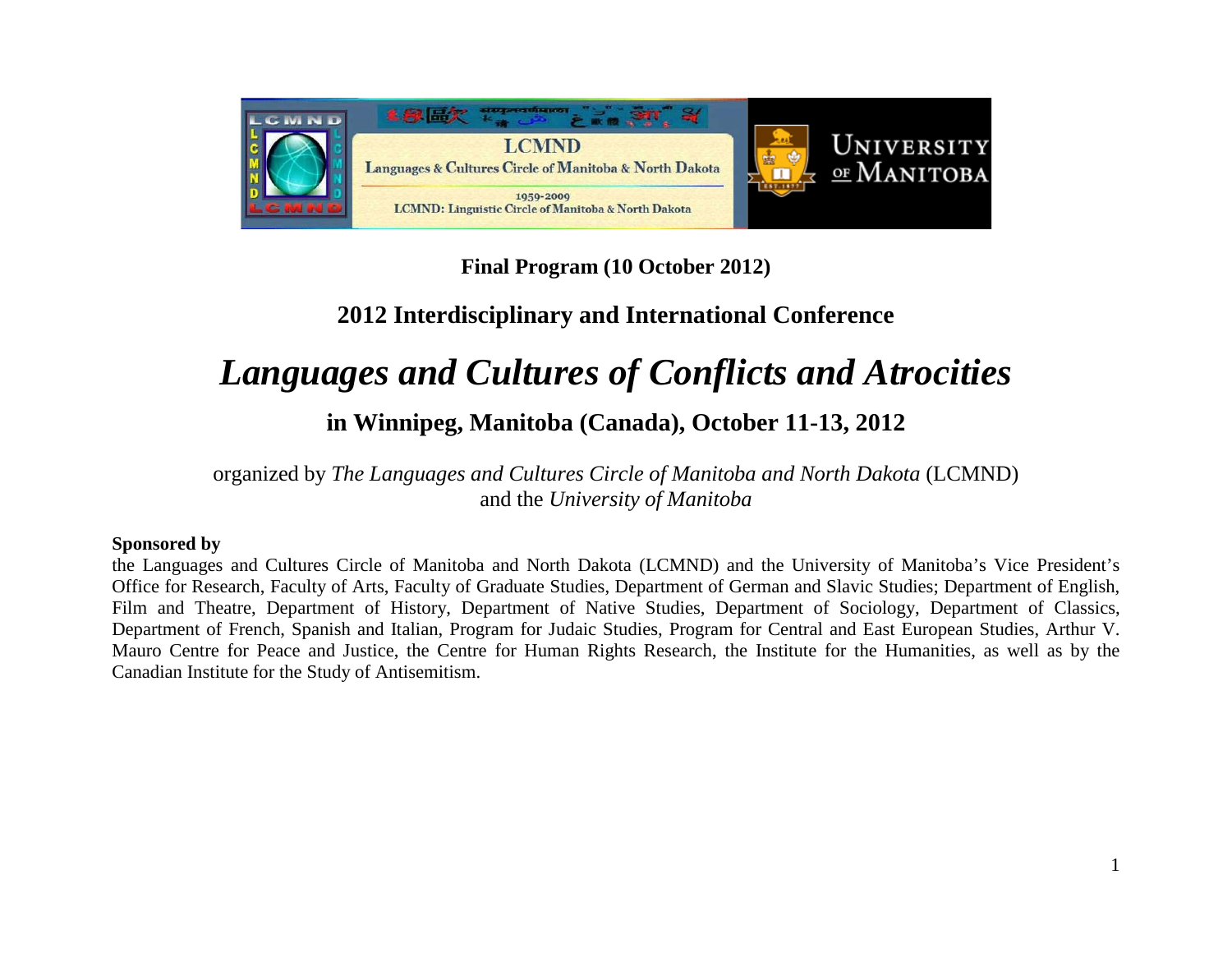**Final Program (10 October 2012)**

## 2012 Interdisciplinary and International Conference

# *Languages and Cultures of Conflicts and Atrocities*

## in Winnipeg, Manitoba (Canada), October 11-13, 2012

organized by *The Languages and Cultures Circle of Manitoba and North Dakota* (LCMND) and the *University of Manitoba*

**Sponsored by**

the Languages and Cultures Circle of Manitoba and North Dakota (LCMND) and the University of Manitoba's Vice President's Office for Research, Faculty of Arts, Faculty of Graduate Studies, Department of German and Slavic Studies; Department of English, Film and Theatre, Department of History, Department of Native Studies, Department of Sociology, Department of Classics, Department of French, Spanish and Italian, Program for Judaic Studies, Program for Central and East European Studies, Arthur V. Mauro Centre for Peace and Justice, the Centre for Human Rights Research, the Institute for the Humanities, as well as by the Canadian Institute for the Study of Antisemitism.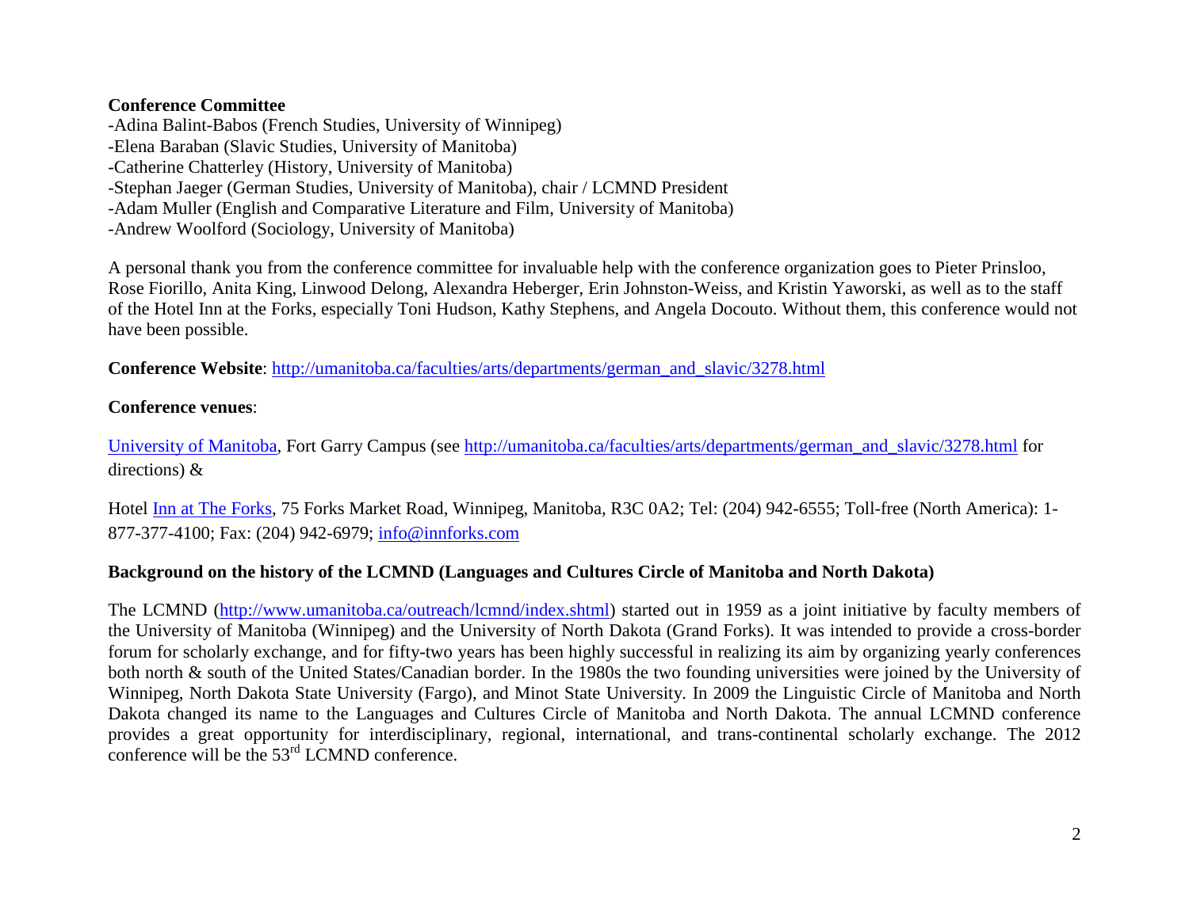**Conference Committee**

-Adina Balint-Babos (French Studies, University of Winnipeg)
-Elena Baraban (Slavic Studies, University of Manitoba)
-Catherine Chatterley (History, University of Manitoba)
-Stephan Jaeger (German Studies, University of Manitoba), chair / LCMND President
-Adam Muller (English and Comparative Literature and Film, University of Manitoba)
-Andrew Woolford (Sociology, University of Manitoba)

A personal thank you from the conference committee for invaluable help with the conference organization goes to Pieter Prinsloo, Rose Fiorillo, Anita King, Linwood Delong, Alexandra Heberger, Erin Johnston-Weiss, and Kristin Yaworski, as well as to the staff of the Hotel Inn at the Forks, especially Toni Hudson, Kathy Stephens, and Angela Docouto. Without them, this conference would not have been possible.

**Conference Website**: [http://umanitoba.ca/faculties/arts/departments/german_and_slavic/3278.html](http://umanitoba.ca/faculties/arts/departments/german_and_slavic/3278.html)

**Conference venues**:

[University of Manitoba](http://umanitoba.ca), Fort Garry Campus (see [http://umanitoba.ca/faculties/arts/departments/german_and_slavic/3278.html](http://umanitoba.ca/faculties/arts/departments/german_and_slavic/3278.html) for directions) &

Hotel [Inn at The Forks](http://innforks.com), 75 Forks Market Road, Winnipeg, Manitoba, R3C 0A2; Tel: (204) 942-6555; Toll-free (North America): 1-877-377-4100; Fax: (204) 942-6979; [info@innforks.com](mailto:info@innforks.com)

**Background on the history of the LCMND (Languages and Cultures Circle of Manitoba and North Dakota)**

The LCMND ([http://www.umanitoba.ca/outreach/lcmnd/index.shtml](http://www.umanitoba.ca/outreach/lcmnd/index.shtml)) started out in 1959 as a joint initiative by faculty members of the University of Manitoba (Winnipeg) and the University of North Dakota (Grand Forks). It was intended to provide a cross-border forum for scholarly exchange, and for fifty-two years has been highly successful in realizing its aim by organizing yearly conferences both north & south of the United States/Canadian border. In the 1980s the two founding universities were joined by the University of Winnipeg, North Dakota State University (Fargo), and Minot State University. In 2009 the Linguistic Circle of Manitoba and North Dakota changed its name to the Languages and Cultures Circle of Manitoba and North Dakota. The annual LCMND conference provides a great opportunity for interdisciplinary, regional, international, and trans-continental scholarly exchange. The 2012 conference will be the 53rd LCMND conference.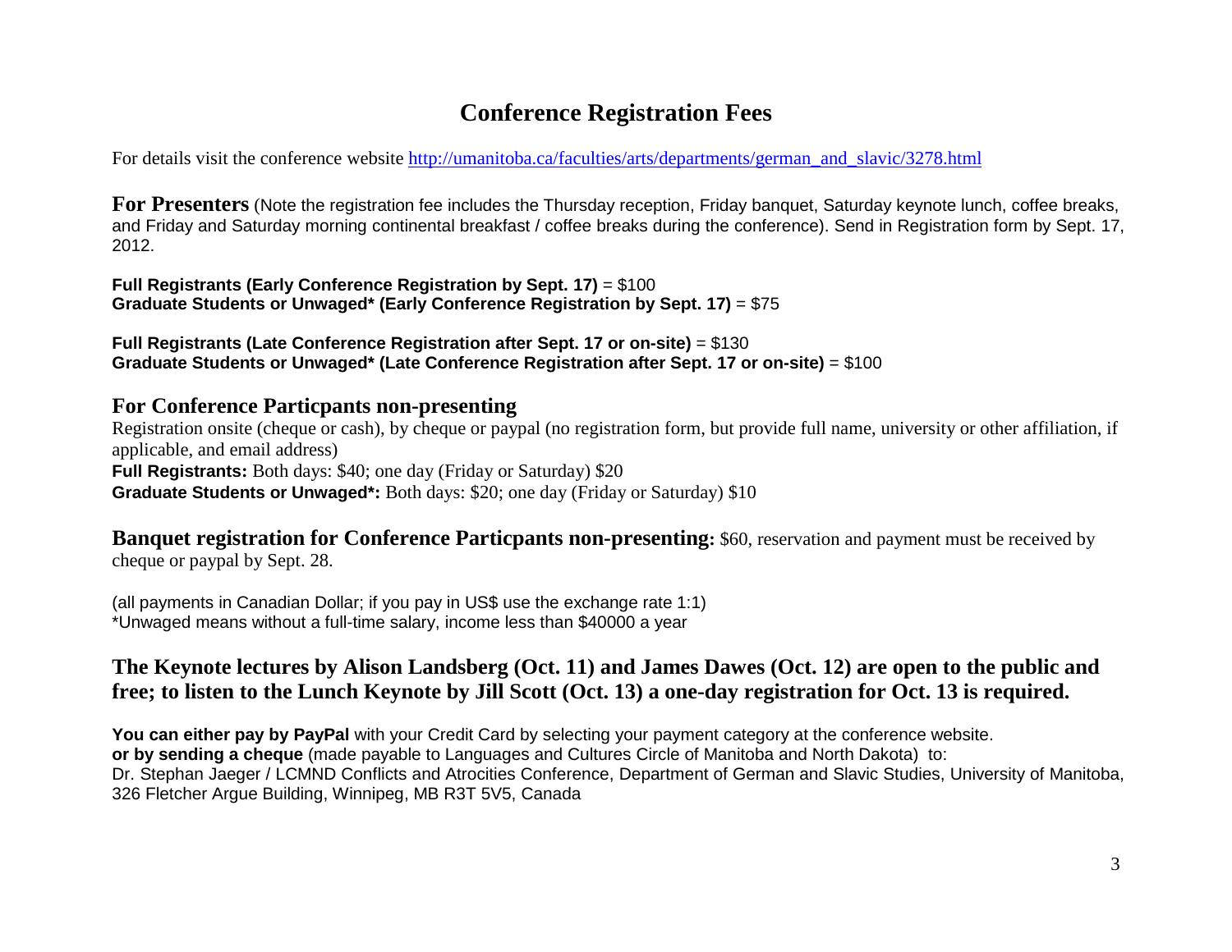# Conference Registration Fees

For details visit the conference website [http://umanitoba.ca/faculties/arts/departments/german_and_slavic/3278.html](http://umanitoba.ca/faculties/arts/departments/german_and_slavic/3278.html)

**For Presenters** (Note the registration fee includes the Thursday reception, Friday banquet, Saturday keynote lunch, coffee breaks, and Friday and Saturday morning continental breakfast / coffee breaks during the conference). Send in Registration form by Sept. 17, 2012.

**Full Registrants (Early Conference Registration by Sept. 17)** = $100
**Graduate Students or Unwaged* (Early Conference Registration by Sept. 17)** = $75

**Full Registrants (Late Conference Registration after Sept. 17 or on-site)** = $130
**Graduate Students or Unwaged* (Late Conference Registration after Sept. 17 or on-site)** = $100

## For Conference Particpants non-presenting

Registration onsite (cheque or cash), by cheque or paypal (no registration form, but provide full name, university or other affiliation, if applicable, and email address)
**Full Registrants:** Both days: $40; one day (Friday or Saturday) $20
**Graduate Students or Unwaged*:** Both days: $20; one day (Friday or Saturday) $10

**Banquet registration for Conference Particpants non-presenting:** $60, reservation and payment must be received by cheque or paypal by Sept. 28.

(all payments in Canadian Dollar; if you pay in US$ use the exchange rate 1:1)
*Unwaged means without a full-time salary, income less than $40000 a year

## The Keynote lectures by Alison Landsberg (Oct. 11) and James Dawes (Oct. 12) are open to the public and free; to listen to the Lunch Keynote by Jill Scott (Oct. 13) a one-day registration for Oct. 13 is required.

**You can either pay by PayPal** with your Credit Card by selecting your payment category at the conference website.
**or by sending a cheque** (made payable to Languages and Cultures Circle of Manitoba and North Dakota) to:
Dr. Stephan Jaeger / LCMND Conflicts and Atrocities Conference, Department of German and Slavic Studies, University of Manitoba, 326 Fletcher Argue Building, Winnipeg, MB R3T 5V5, Canada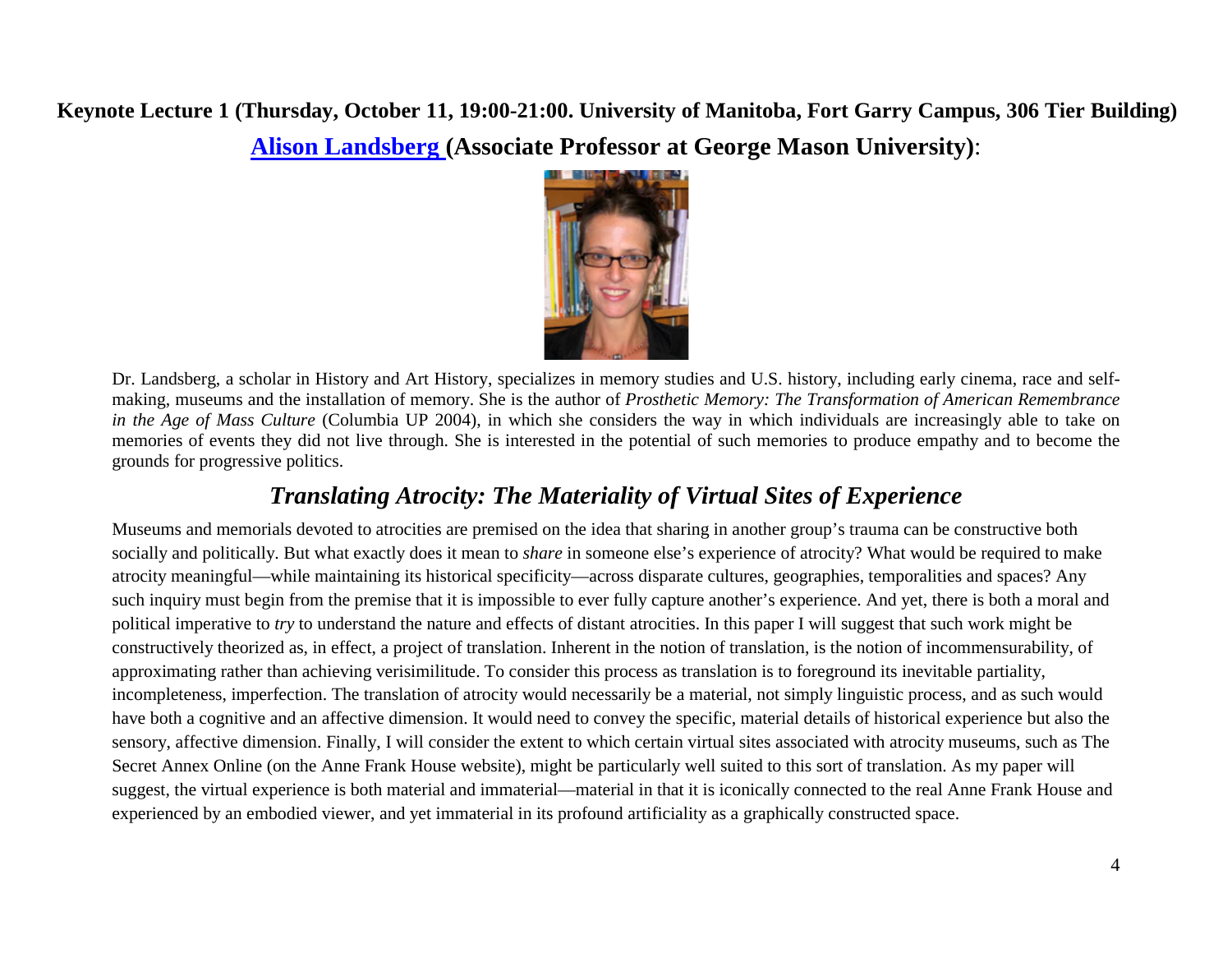**Keynote Lecture 1 (Thursday, October 11, 19:00-21:00. University of Manitoba, Fort Garry Campus, 306 Tier Building)**

**Alison Landsberg (Associate Professor at George Mason University)**:

Dr. Landsberg, a scholar in History and Art History, specializes in memory studies and U.S. history, including early cinema, race and self-making, museums and the installation of memory. She is the author of *Prosthetic Memory: The Transformation of American Remembrance in the Age of Mass Culture* (Columbia UP 2004), in which she considers the way in which individuals are increasingly able to take on memories of events they did not live through. She is interested in the potential of such memories to produce empathy and to become the grounds for progressive politics.

## *Translating Atrocity: The Materiality of Virtual Sites of Experience*

Museums and memorials devoted to atrocities are premised on the idea that sharing in another group's trauma can be constructive both socially and politically. But what exactly does it mean to *share* in someone else's experience of atrocity? What would be required to make atrocity meaningful—while maintaining its historical specificity—across disparate cultures, geographies, temporalities and spaces? Any such inquiry must begin from the premise that it is impossible to ever fully capture another's experience. And yet, there is both a moral and political imperative to *try* to understand the nature and effects of distant atrocities. In this paper I will suggest that such work might be constructively theorized as, in effect, a project of translation. Inherent in the notion of translation, is the notion of incommensurability, of approximating rather than achieving verisimilitude. To consider this process as translation is to foreground its inevitable partiality, incompleteness, imperfection. The translation of atrocity would necessarily be a material, not simply linguistic process, and as such would have both a cognitive and an affective dimension. It would need to convey the specific, material details of historical experience but also the sensory, affective dimension. Finally, I will consider the extent to which certain virtual sites associated with atrocity museums, such as The Secret Annex Online (on the Anne Frank House website), might be particularly well suited to this sort of translation. As my paper will suggest, the virtual experience is both material and immaterial—material in that it is iconically connected to the real Anne Frank House and experienced by an embodied viewer, and yet immaterial in its profound artificiality as a graphically constructed space.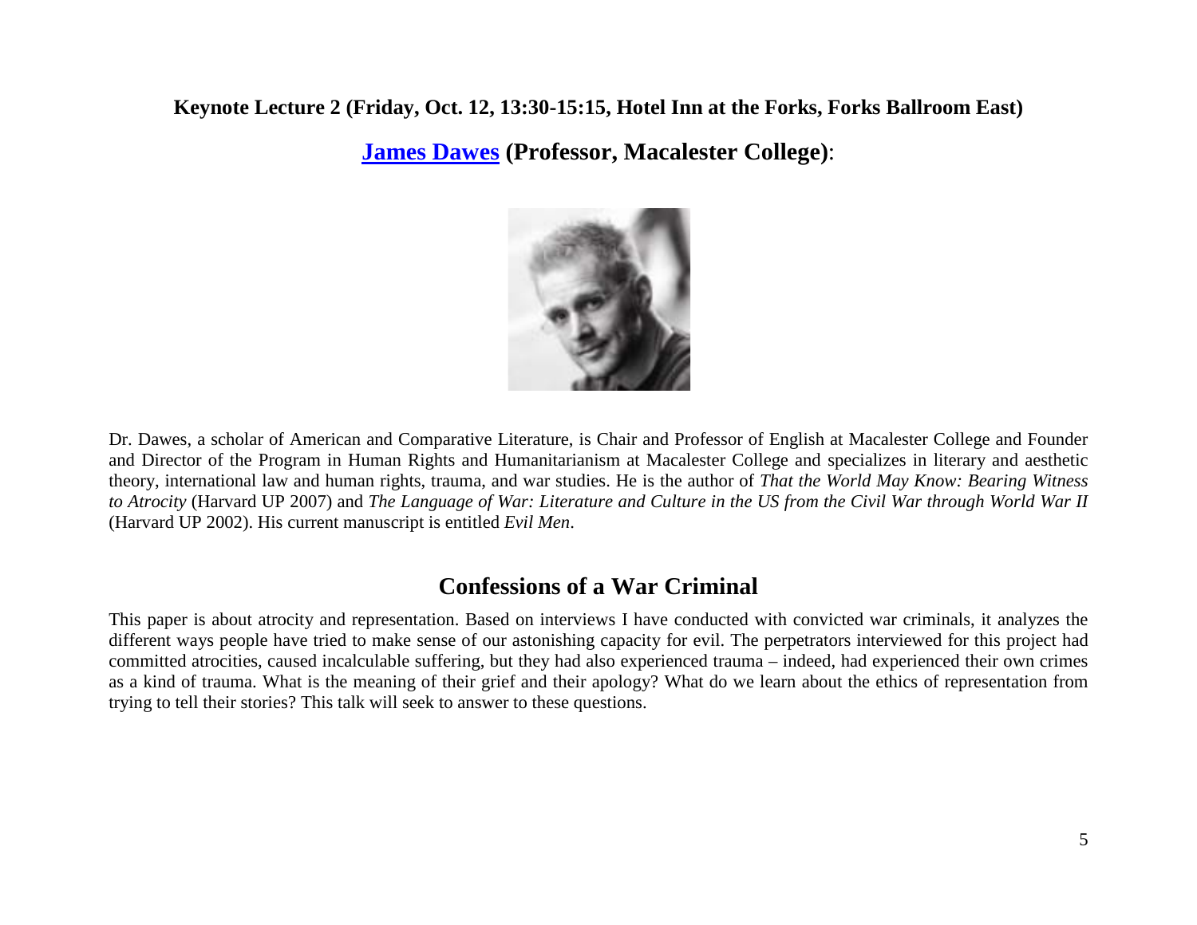**Keynote Lecture 2 (Friday, Oct. 12, 13:30-15:15, Hotel Inn at the Forks, Forks Ballroom East)**

**James Dawes (Professor, Macalester College)**:

Dr. Dawes, a scholar of American and Comparative Literature, is Chair and Professor of English at Macalester College and Founder and Director of the Program in Human Rights and Humanitarianism at Macalester College and specializes in literary and aesthetic theory, international law and human rights, trauma, and war studies. He is the author of *That the World May Know: Bearing Witness to Atrocity* (Harvard UP 2007) and *The Language of War: Literature and Culture in the US from the Civil War through World War II* (Harvard UP 2002). His current manuscript is entitled *Evil Men*.

## Confessions of a War Criminal

This paper is about atrocity and representation. Based on interviews I have conducted with convicted war criminals, it analyzes the different ways people have tried to make sense of our astonishing capacity for evil. The perpetrators interviewed for this project had committed atrocities, caused incalculable suffering, but they had also experienced trauma – indeed, had experienced their own crimes as a kind of trauma. What is the meaning of their grief and their apology? What do we learn about the ethics of representation from trying to tell their stories? This talk will seek to answer to these questions.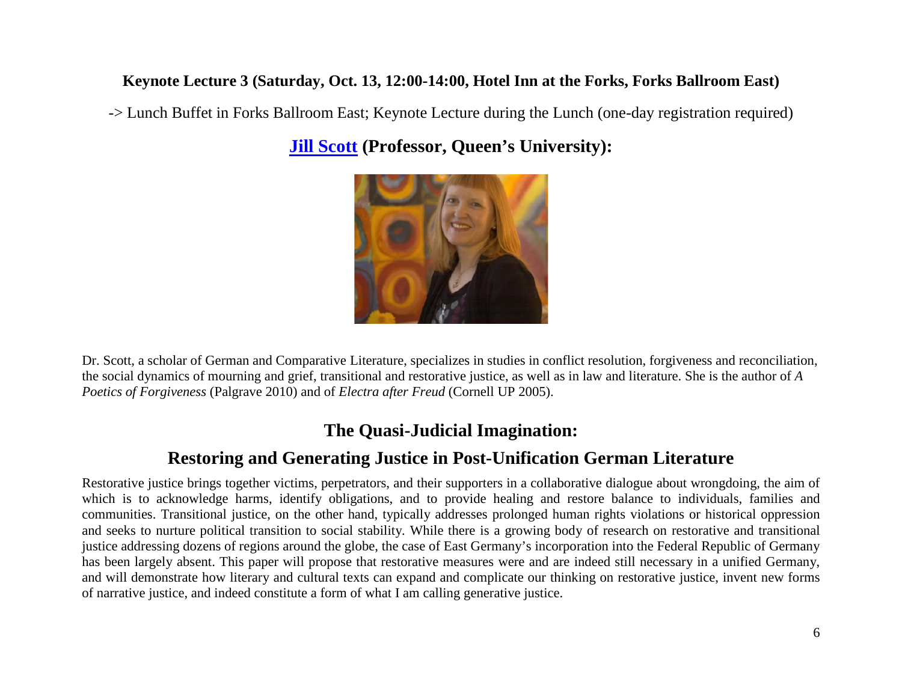**Keynote Lecture 3 (Saturday, Oct. 13, 12:00-14:00, Hotel Inn at the Forks, Forks Ballroom East)**

-> Lunch Buffet in Forks Ballroom East; Keynote Lecture during the Lunch (one-day registration required)

## Jill Scott (Professor, Queen's University):

Dr. Scott, a scholar of German and Comparative Literature, specializes in studies in conflict resolution, forgiveness and reconciliation, the social dynamics of mourning and grief, transitional and restorative justice, as well as in law and literature. She is the author of *A Poetics of Forgiveness* (Palgrave 2010) and of *Electra after Freud* (Cornell UP 2005).

## The Quasi-Judicial Imagination:

## Restoring and Generating Justice in Post-Unification German Literature

Restorative justice brings together victims, perpetrators, and their supporters in a collaborative dialogue about wrongdoing, the aim of which is to acknowledge harms, identify obligations, and to provide healing and restore balance to individuals, families and communities. Transitional justice, on the other hand, typically addresses prolonged human rights violations or historical oppression and seeks to nurture political transition to social stability. While there is a growing body of research on restorative and transitional justice addressing dozens of regions around the globe, the case of East Germany's incorporation into the Federal Republic of Germany has been largely absent. This paper will propose that restorative measures were and are indeed still necessary in a unified Germany, and will demonstrate how literary and cultural texts can expand and complicate our thinking on restorative justice, invent new forms of narrative justice, and indeed constitute a form of what I am calling generative justice.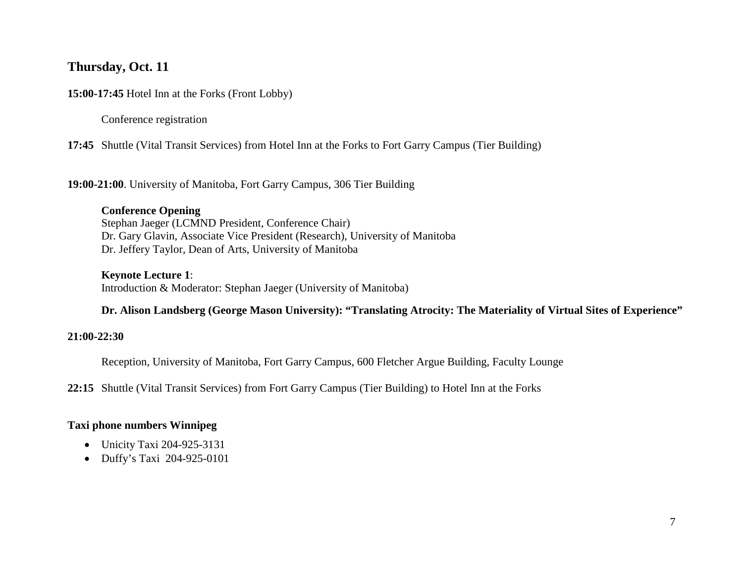## Thursday, Oct. 11

**15:00-17:45** Hotel Inn at the Forks (Front Lobby)

Conference registration

**17:45** Shuttle (Vital Transit Services) from Hotel Inn at the Forks to Fort Garry Campus (Tier Building)

**19:00-21:00**. University of Manitoba, Fort Garry Campus, 306 Tier Building

**Conference Opening**
Stephan Jaeger (LCMND President, Conference Chair)
Dr. Gary Glavin, Associate Vice President (Research), University of Manitoba
Dr. Jeffery Taylor, Dean of Arts, University of Manitoba

**Keynote Lecture 1**:
Introduction & Moderator: Stephan Jaeger (University of Manitoba)

**Dr. Alison Landsberg (George Mason University): "Translating Atrocity: The Materiality of Virtual Sites of Experience"**

**21:00-22:30**

Reception, University of Manitoba, Fort Garry Campus, 600 Fletcher Argue Building, Faculty Lounge

**22:15** Shuttle (Vital Transit Services) from Fort Garry Campus (Tier Building) to Hotel Inn at the Forks

**Taxi phone numbers Winnipeg**

- Unicity Taxi 204-925-3131
- Duffy's Taxi 204-925-0101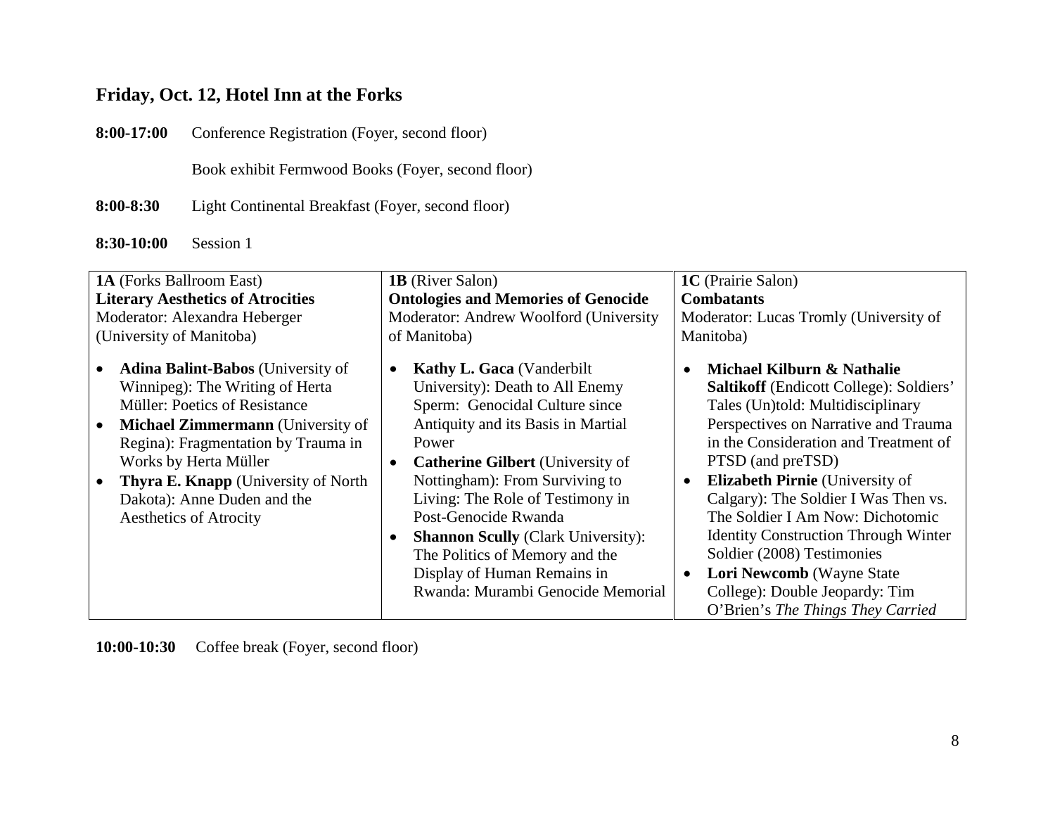## Friday, Oct. 12, Hotel Inn at the Forks

**8:00-17:00** Conference Registration (Foyer, second floor)

Book exhibit Fermwood Books (Foyer, second floor)

**8:00-8:30** Light Continental Breakfast (Foyer, second floor)

**8:30-10:00** Session 1

| **1A** (Forks Ballroom East) | **1B** (River Salon) | **1C** (Prairie Salon) |
|---|---|---|
| **Literary Aesthetics of Atrocities** | **Ontologies and Memories of Genocide** | **Combatants** |
| Moderator: Alexandra Heberger (University of Manitoba) | Moderator: Andrew Woolford (University of Manitoba) | Moderator: Lucas Tromly (University of Manitoba) |
| • **Adina Balint-Babos** (University of Winnipeg): The Writing of Herta Müller: Poetics of Resistance<br>• **Michael Zimmermann** (University of Regina): Fragmentation by Trauma in Works by Herta Müller<br>• **Thyra E. Knapp** (University of North Dakota): Anne Duden and the Aesthetics of Atrocity | • **Kathy L. Gaca** (Vanderbilt University): Death to All Enemy Sperm: Genocidal Culture since Antiquity and its Basis in Martial Power<br>• **Catherine Gilbert** (University of Nottingham): From Surviving to Living: The Role of Testimony in Post-Genocide Rwanda<br>• **Shannon Scully** (Clark University): The Politics of Memory and the Display of Human Remains in Rwanda: Murambi Genocide Memorial | • **Michael Kilburn & Nathalie Saltikoff** (Endicott College): Soldiers' Tales (Un)told: Multidisciplinary Perspectives on Narrative and Trauma in the Consideration and Treatment of PTSD (and preTSD)<br>• **Elizabeth Pirnie** (University of Calgary): The Soldier I Was Then vs. The Soldier I Am Now: Dichotomic Identity Construction Through Winter Soldier (2008) Testimonies<br>• **Lori Newcomb** (Wayne State College): Double Jeopardy: Tim O'Brien's *The Things They Carried* |

**10:00-10:30** Coffee break (Foyer, second floor)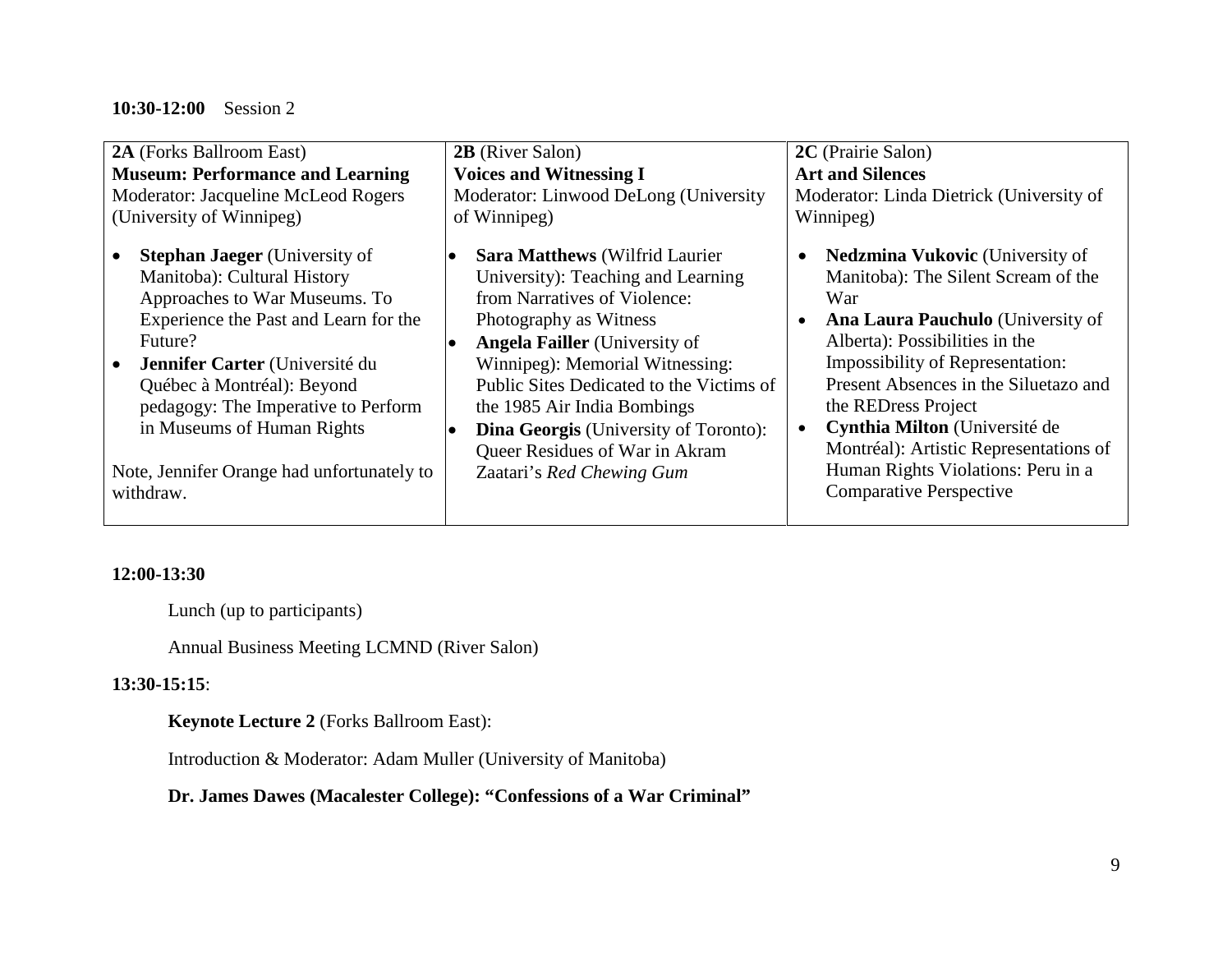**10:30-12:00** Session 2

| **2A** (Forks Ballroom East)<br>**Museum: Performance and Learning**<br>Moderator: Jacqueline McLeod Rogers (University of Winnipeg) | **2B** (River Salon)<br>**Voices and Witnessing I**<br>Moderator: Linwood DeLong (University of Winnipeg) | **2C** (Prairie Salon)<br>**Art and Silences**<br>Moderator: Linda Dietrick (University of Winnipeg) |
| --- | --- | --- |
| • **Stephan Jaeger** (University of Manitoba): Cultural History Approaches to War Museums. To Experience the Past and Learn for the Future?<br>• **Jennifer Carter** (Université du Québec à Montréal): Beyond pedagogy: The Imperative to Perform in Museums of Human Rights<br><br>Note, Jennifer Orange had unfortunately to withdraw. | • **Sara Matthews** (Wilfrid Laurier University): Teaching and Learning from Narratives of Violence: Photography as Witness<br>• **Angela Failler** (University of Winnipeg): Memorial Witnessing: Public Sites Dedicated to the Victims of the 1985 Air India Bombings<br>• **Dina Georgis** (University of Toronto): Queer Residues of War in Akram Zaatari's *Red Chewing Gum* | • **Nedzmina Vukovic** (University of Manitoba): The Silent Scream of the War<br>• **Ana Laura Pauchulo** (University of Alberta): Possibilities in the Impossibility of Representation: Present Absences in the Siluetazo and the REDress Project<br>• **Cynthia Milton** (Université de Montréal): Artistic Representations of Human Rights Violations: Peru in a Comparative Perspective |

**12:00-13:30**

Lunch (up to participants)

Annual Business Meeting LCMND (River Salon)

**13:30-15:15**:

**Keynote Lecture 2** (Forks Ballroom East):

Introduction & Moderator: Adam Muller (University of Manitoba)

**Dr. James Dawes (Macalester College): "Confessions of a War Criminal"**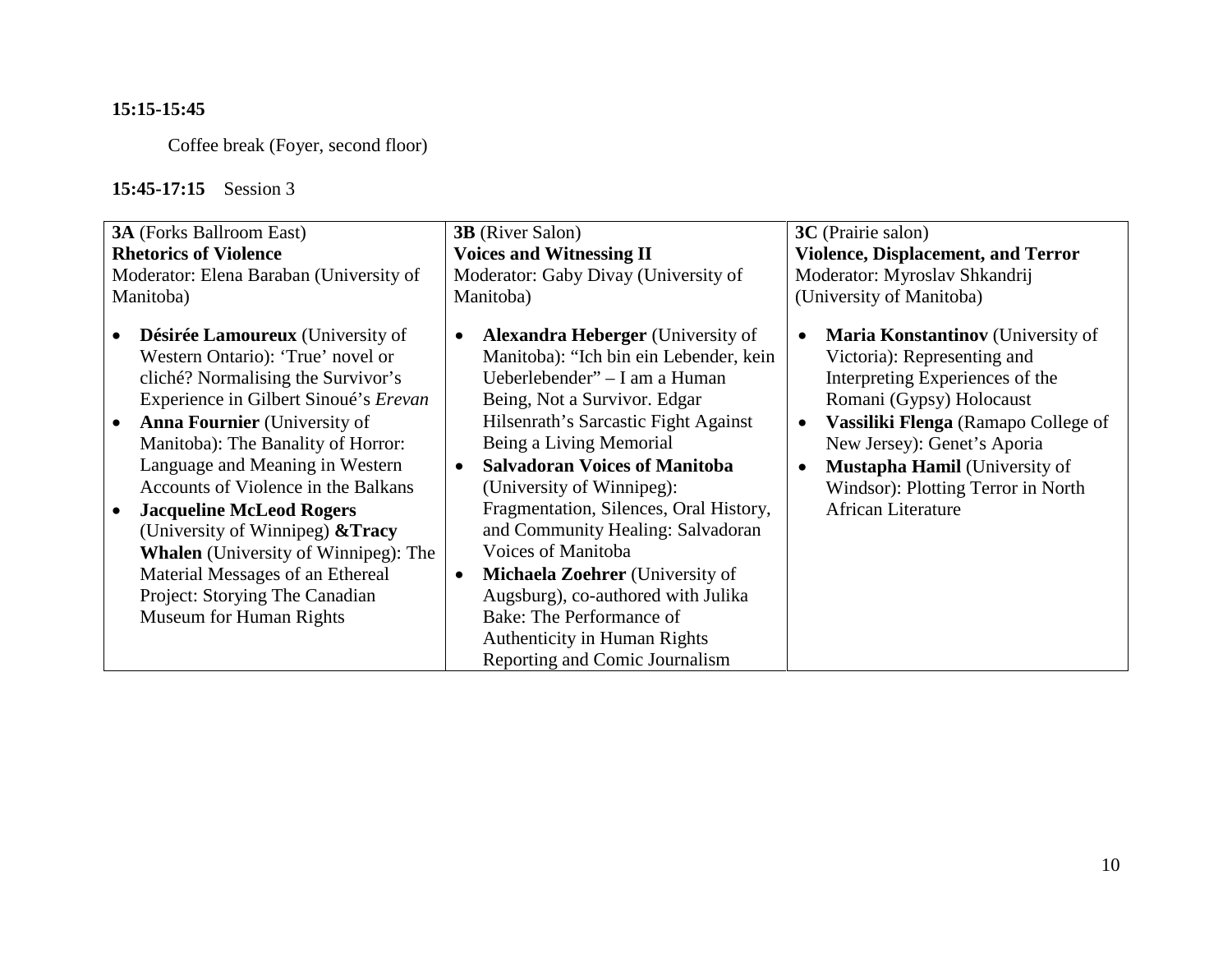**15:15-15:45**

Coffee break (Foyer, second floor)

**15:45-17:15** Session 3

| **3A** (Forks Ballroom East) | **3B** (River Salon) | **3C** (Prairie salon) |
|---|---|---|
| **Rhetorics of Violence**<br>Moderator: Elena Baraban (University of Manitoba) | **Voices and Witnessing II**<br>Moderator: Gaby Divay (University of Manitoba) | **Violence, Displacement, and Terror**<br>Moderator: Myroslav Shkandrij (University of Manitoba) |
| • **Désirée Lamoureux** (University of Western Ontario): 'True' novel or cliché? Normalising the Survivor's Experience in Gilbert Sinoué's *Erevan*<br>• **Anna Fournier** (University of Manitoba): The Banality of Horror: Language and Meaning in Western Accounts of Violence in the Balkans<br>• **Jacqueline McLeod Rogers** (University of Winnipeg) **&Tracy Whalen** (University of Winnipeg): The Material Messages of an Ethereal Project: Storying The Canadian Museum for Human Rights | • **Alexandra Heberger** (University of Manitoba): "Ich bin ein Lebender, kein Ueberlebender" – I am a Human Being, Not a Survivor. Edgar Hilsenrath's Sarcastic Fight Against Being a Living Memorial<br>• **Salvadoran Voices of Manitoba** (University of Winnipeg): Fragmentation, Silences, Oral History, and Community Healing: Salvadoran Voices of Manitoba<br>• **Michaela Zoehrer** (University of Augsburg), co-authored with Julika Bake: The Performance of Authenticity in Human Rights Reporting and Comic Journalism | • **Maria Konstantinov** (University of Victoria): Representing and Interpreting Experiences of the Romani (Gypsy) Holocaust<br>• **Vassiliki Flenga** (Ramapo College of New Jersey): Genet's Aporia<br>• **Mustapha Hamil** (University of Windsor): Plotting Terror in North African Literature |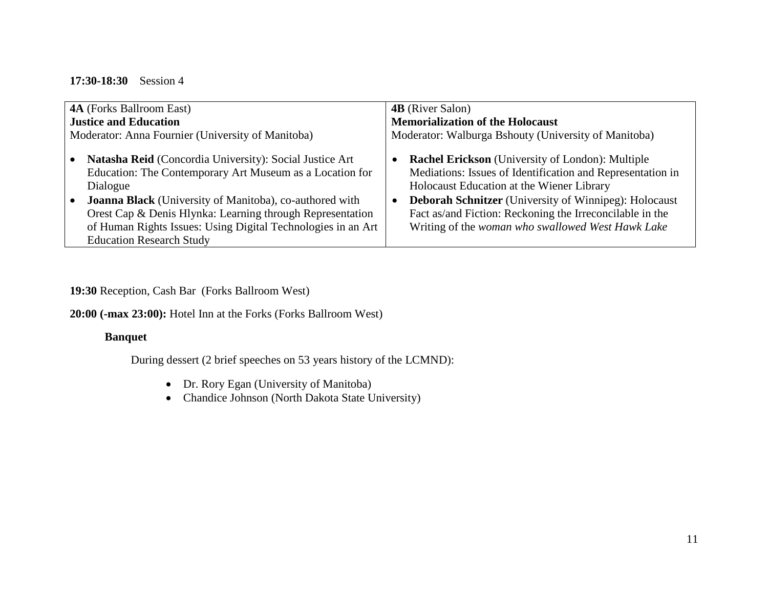**17:30-18:30** Session 4

| **4A** (Forks Ballroom East)<br>**Justice and Education**<br>Moderator: Anna Fournier (University of Manitoba) | **4B** (River Salon)<br>**Memorialization of the Holocaust**<br>Moderator: Walburga Bshouty (University of Manitoba) |
|---|---|
| • **Natasha Reid** (Concordia University): Social Justice Art Education: The Contemporary Art Museum as a Location for Dialogue<br>• **Joanna Black** (University of Manitoba), co-authored with Orest Cap & Denis Hlynka: Learning through Representation of Human Rights Issues: Using Digital Technologies in an Art Education Research Study | • **Rachel Erickson** (University of London): Multiple Mediations: Issues of Identification and Representation in Holocaust Education at the Wiener Library<br>• **Deborah Schnitzer** (University of Winnipeg): Holocaust Fact as/and Fiction: Reckoning the Irreconcilable in the Writing of the *woman who swallowed West Hawk Lake* |

**19:30** Reception, Cash Bar (Forks Ballroom West)

**20:00 (-max 23:00):** Hotel Inn at the Forks (Forks Ballroom West)

**Banquet**

During dessert (2 brief speeches on 53 years history of the LCMND):

- Dr. Rory Egan (University of Manitoba)
- Chandice Johnson (North Dakota State University)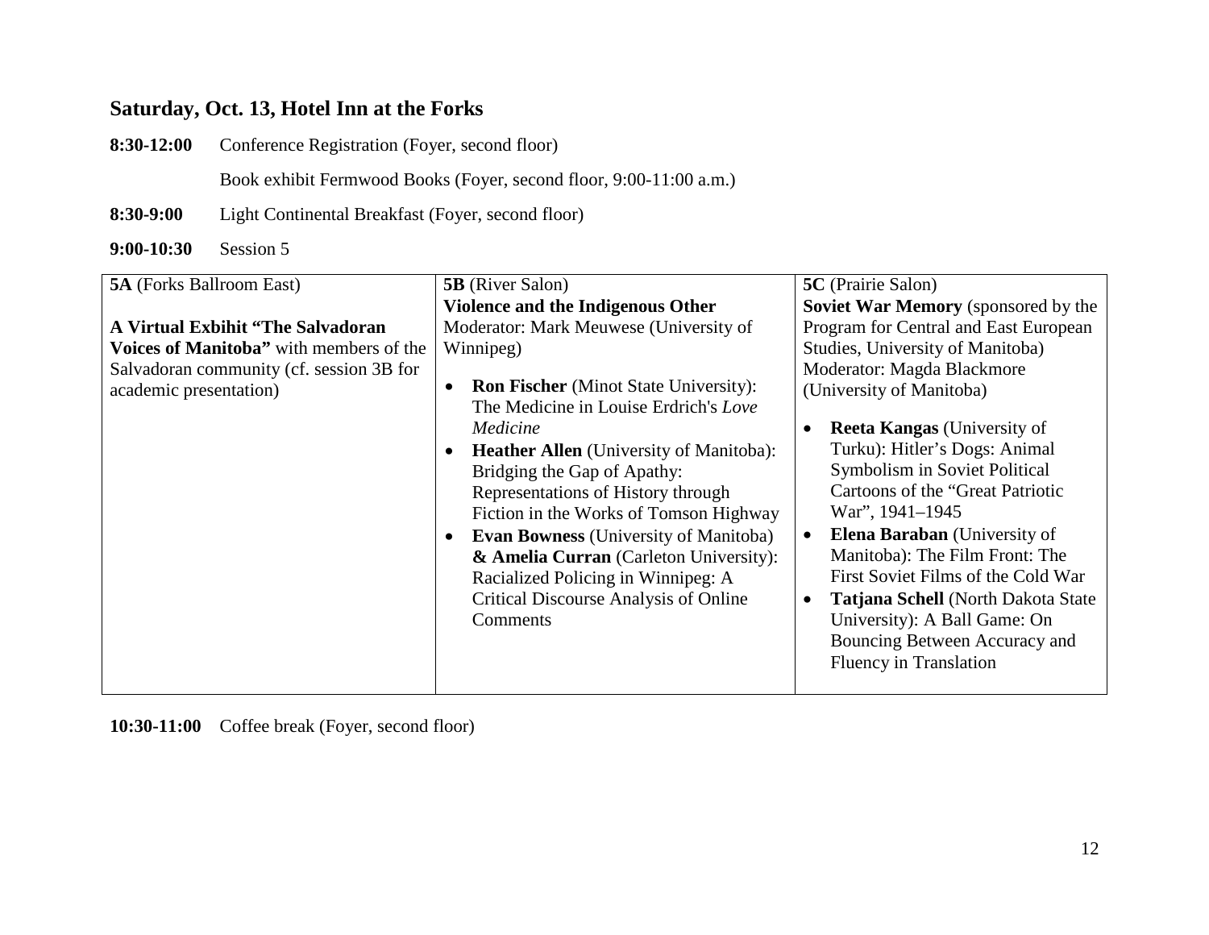## Saturday, Oct. 13, Hotel Inn at the Forks

**8:30-12:00** Conference Registration (Foyer, second floor)

Book exhibit Fermwood Books (Foyer, second floor, 9:00-11:00 a.m.)

**8:30-9:00** Light Continental Breakfast (Foyer, second floor)

**9:00-10:30** Session 5

| **5A** (Forks Ballroom East) | **5B** (River Salon) | **5C** (Prairie Salon) |
|---|---|---|
| **A Virtual Exbihit "The Salvadoran Voices of Manitoba"** with members of the Salvadoran community (cf. session 3B for academic presentation) | **Violence and the Indigenous Other**<br>Moderator: Mark Meuwese (University of Winnipeg)<br>• **Ron Fischer** (Minot State University): The Medicine in Louise Erdrich's *Love Medicine*<br>• **Heather Allen** (University of Manitoba): Bridging the Gap of Apathy: Representations of History through Fiction in the Works of Tomson Highway<br>• **Evan Bowness** (University of Manitoba) **& Amelia Curran** (Carleton University): Racialized Policing in Winnipeg: A Critical Discourse Analysis of Online Comments | **Soviet War Memory** (sponsored by the Program for Central and East European Studies, University of Manitoba)<br>Moderator: Magda Blackmore (University of Manitoba)<br>• **Reeta Kangas** (University of Turku): Hitler's Dogs: Animal Symbolism in Soviet Political Cartoons of the "Great Patriotic War", 1941–1945<br>• **Elena Baraban** (University of Manitoba): The Film Front: The First Soviet Films of the Cold War<br>• **Tatjana Schell** (North Dakota State University): A Ball Game: On Bouncing Between Accuracy and Fluency in Translation |

**10:30-11:00** Coffee break (Foyer, second floor)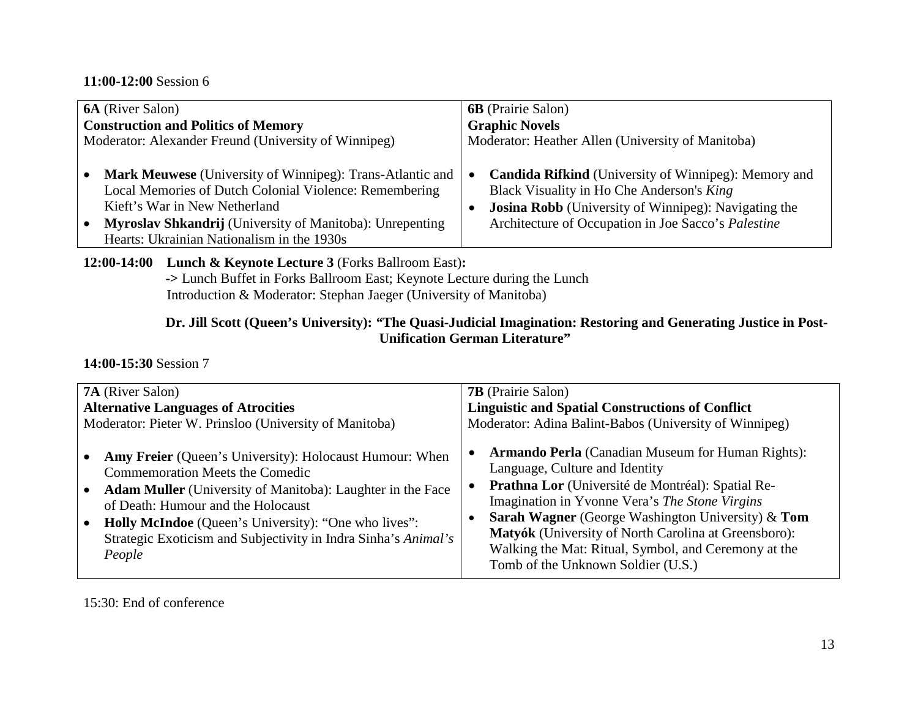**11:00-12:00** Session 6

**6A** (River Salon)
**Construction and Politics of Memory**
Moderator: Alexander Freund (University of Winnipeg)

- **Mark Meuwese** (University of Winnipeg): Trans-Atlantic and Local Memories of Dutch Colonial Violence: Remembering Kieft's War in New Netherland
- **Myroslav Shkandrij** (University of Manitoba): Unrepenting Hearts: Ukrainian Nationalism in the 1930s

**6B** (Prairie Salon)
**Graphic Novels**
Moderator: Heather Allen (University of Manitoba)

- **Candida Rifkind** (University of Winnipeg): Memory and Black Visuality in Ho Che Anderson's *King*
- **Josina Robb** (University of Winnipeg): Navigating the Architecture of Occupation in Joe Sacco's *Palestine*

**12:00-14:00** **Lunch & Keynote Lecture 3** (Forks Ballroom East)**:**
-> Lunch Buffet in Forks Ballroom East; Keynote Lecture during the Lunch
Introduction & Moderator: Stephan Jaeger (University of Manitoba)

**Dr. Jill Scott (Queen's University): "The Quasi-Judicial Imagination: Restoring and Generating Justice in Post-Unification German Literature"**

**14:00-15:30** Session 7

**7A** (River Salon)
**Alternative Languages of Atrocities**
Moderator: Pieter W. Prinsloo (University of Manitoba)

- **Amy Freier** (Queen's University): Holocaust Humour: When Commemoration Meets the Comedic
- **Adam Muller** (University of Manitoba): Laughter in the Face of Death: Humour and the Holocaust
- **Holly McIndoe** (Queen's University): "One who lives": Strategic Exoticism and Subjectivity in Indra Sinha's *Animal's People*

**7B** (Prairie Salon)
**Linguistic and Spatial Constructions of Conflict**
Moderator: Adina Balint-Babos (University of Winnipeg)

- **Armando Perla** (Canadian Museum for Human Rights): Language, Culture and Identity
- **Prathna Lor** (Université de Montréal): Spatial Re-Imagination in Yvonne Vera's *The Stone Virgins*
- **Sarah Wagner** (George Washington University) & **Tom Matyók** (University of North Carolina at Greensboro): Walking the Mat: Ritual, Symbol, and Ceremony at the Tomb of the Unknown Soldier (U.S.)

15:30: End of conference